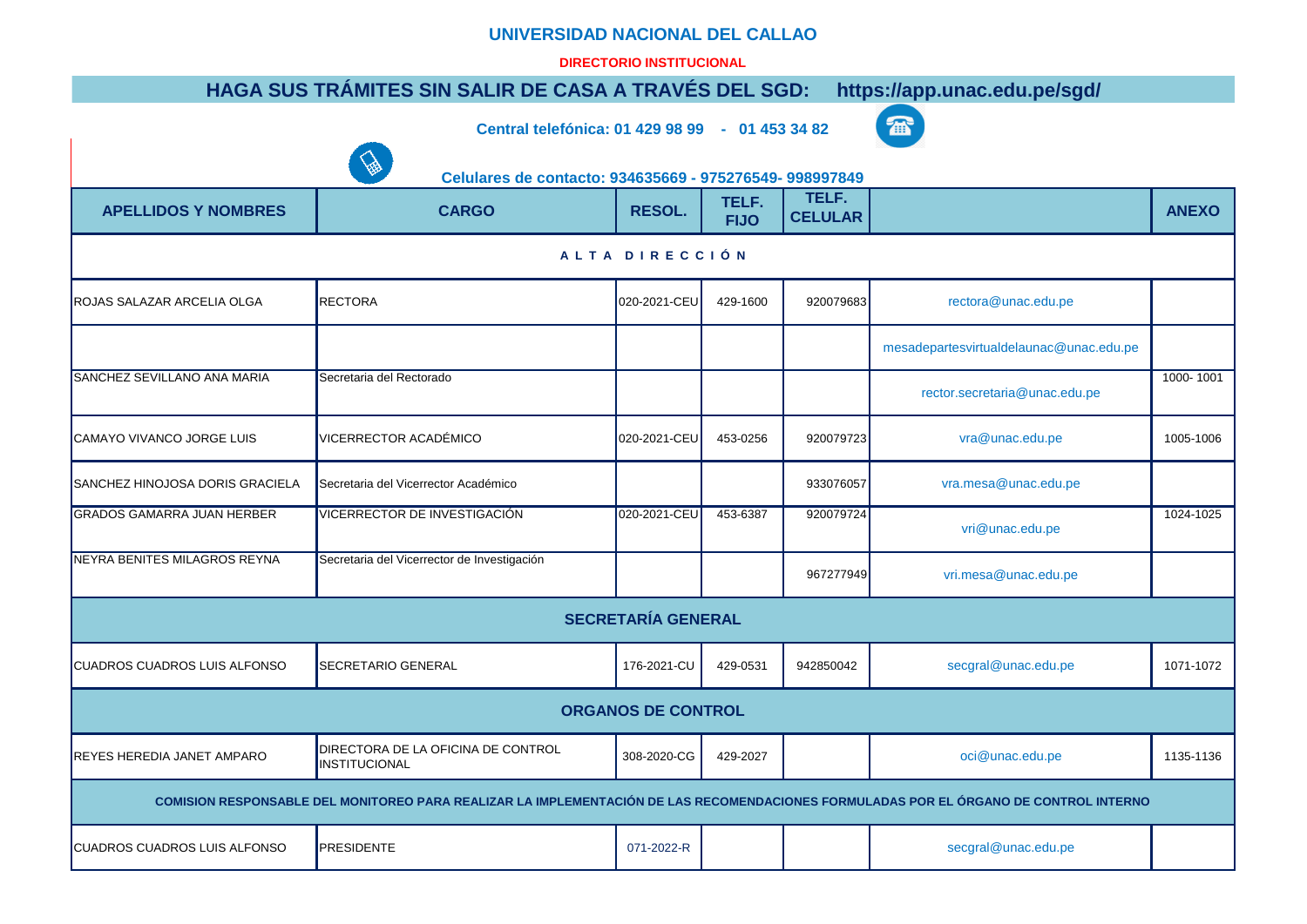# UNIVERSIDAD NACIONAL DEL CALLAO

**DIRECTORIO INSTITUCIONAL**

## HAGA SUS TRÁMITES SIN SALIR DE CASA A TRAVÉS DEL SGD: https://app.unac.edu.pe/sgd/

**Central telefónica: 01 429 98 99 - 01 453 34 82**

**Celulares de contacto: 934635669 - 975276549- 998997849**

| APELLIDOS Y NOMBRES | CARGO | RESOL. | TELF. FIJO | TELF. CELULAR | | ANEXO |
|---|---|---|---|---|---|---|
| **A L T A D I R E C C I Ó N** | | | | | | |
| ROJAS SALAZAR ARCELIA OLGA | RECTORA | 020-2021-CEU | 429-1600 | 920079683 | rectora@unac.edu.pe | |
| | | | | | mesadepartesvirtualdelaunac@unac.edu.pe | |
| SANCHEZ SEVILLANO ANA MARIA | Secretaria del Rectorado | | | | rector.secretaria@unac.edu.pe | 1000- 1001 |
| CAMAYO VIVANCO JORGE LUIS | VICERRECTOR ACADÉMICO | 020-2021-CEU | 453-0256 | 920079723 | vra@unac.edu.pe | 1005-1006 |
| SANCHEZ HINOJOSA DORIS GRACIELA | Secretaria del Vicerrector Académico | | | 933076057 | vra.mesa@unac.edu.pe | |
| GRADOS GAMARRA JUAN HERBER | VICERRECTOR DE INVESTIGACIÓN | 020-2021-CEU | 453-6387 | 920079724 | vri@unac.edu.pe | 1024-1025 |
| NEYRA BENITES MILAGROS REYNA | Secretaria del Vicerrector de Investigación | | | 967277949 | vri.mesa@unac.edu.pe | |
| **SECRETARÍA GENERAL** | | | | | | |
| CUADROS CUADROS LUIS ALFONSO | SECRETARIO GENERAL | 176-2021-CU | 429-0531 | 942850042 | secgral@unac.edu.pe | 1071-1072 |
| **ORGANOS DE CONTROL** | | | | | | |
| REYES HEREDIA JANET AMPARO | DIRECTORA DE LA OFICINA DE CONTROL INSTITUCIONAL | 308-2020-CG | 429-2027 | | oci@unac.edu.pe | 1135-1136 |
| **COMISION RESPONSABLE DEL MONITOREO PARA REALIZAR LA IMPLEMENTACIÓN DE LAS RECOMENDACIONES FORMULADAS POR EL ÓRGANO DE CONTROL INTERNO** | | | | | | |
| CUADROS CUADROS LUIS ALFONSO | PRESIDENTE | 071-2022-R | | | secgral@unac.edu.pe | |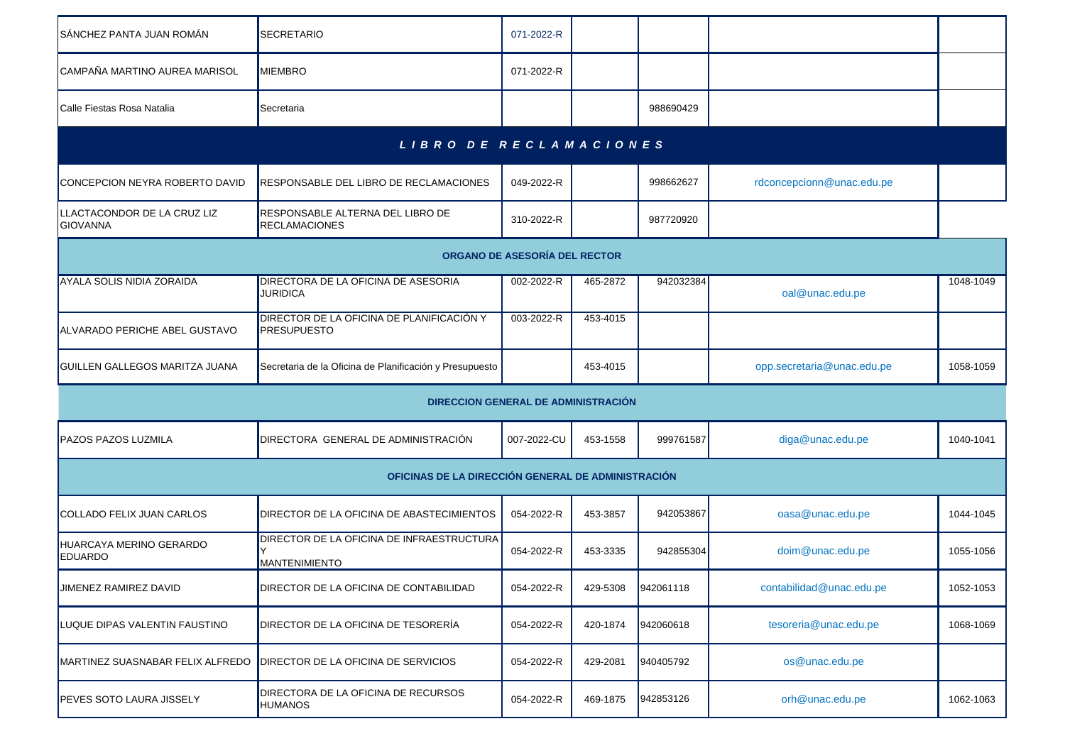| | | | | | | |
|---|---|---|---|---|---|---|
| SÁNCHEZ PANTA JUAN ROMÁN | SECRETARIO | 071-2022-R | | | | |
| CAMPAÑA MARTINO AUREA MARISOL | MIEMBRO | 071-2022-R | | | | |
| Calle Fiestas Rosa Natalia | Secretaria | | | 988690429 | | |
| ***L I B R O D E R E C L A M A C I O N E S*** | | | | | | |
| CONCEPCION NEYRA ROBERTO DAVID | RESPONSABLE DEL LIBRO DE RECLAMACIONES | 049-2022-R | | 998662627 | rdconcepcionn@unac.edu.pe | |
| LLACTACONDOR DE LA CRUZ LIZ GIOVANNA | RESPONSABLE ALTERNA DEL LIBRO DE RECLAMACIONES | 310-2022-R | | 987720920 | | |
| **ORGANO DE ASESORÍA DEL RECTOR** | | | | | | |
| AYALA SOLIS NIDIA ZORAIDA | DIRECTORA DE LA OFICINA DE ASESORIA JURIDICA | 002-2022-R | 465-2872 | 942032384 | oal@unac.edu.pe | 1048-1049 |
| ALVARADO PERICHE ABEL GUSTAVO | DIRECTOR DE LA OFICINA DE PLANIFICACIÓN Y PRESUPUESTO | 003-2022-R | 453-4015 | | | |
| GUILLEN GALLEGOS MARITZA JUANA | Secretaria de la Oficina de Planificación y Presupuesto | | 453-4015 | | opp.secretaria@unac.edu.pe | 1058-1059 |
| **DIRECCION GENERAL DE ADMINISTRACIÓN** | | | | | | |
| PAZOS PAZOS LUZMILA | DIRECTORA GENERAL DE ADMINISTRACIÓN | 007-2022-CU | 453-1558 | 999761587 | diga@unac.edu.pe | 1040-1041 |
| **OFICINAS DE LA DIRECCIÓN GENERAL DE ADMINISTRACIÓN** | | | | | | |
| COLLADO FELIX JUAN CARLOS | DIRECTOR DE LA OFICINA DE ABASTECIMIENTOS | 054-2022-R | 453-3857 | 942053867 | oasa@unac.edu.pe | 1044-1045 |
| HUARCAYA MERINO GERARDO EDUARDO | DIRECTOR DE LA OFICINA DE INFRAESTRUCTURA Y MANTENIMIENTO | 054-2022-R | 453-3335 | 942855304 | doim@unac.edu.pe | 1055-1056 |
| JIMENEZ RAMIREZ DAVID | DIRECTOR DE LA OFICINA DE CONTABILIDAD | 054-2022-R | 429-5308 | 942061118 | contabilidad@unac.edu.pe | 1052-1053 |
| LUQUE DIPAS VALENTIN FAUSTINO | DIRECTOR DE LA OFICINA DE TESORERÍA | 054-2022-R | 420-1874 | 942060618 | tesoreria@unac.edu.pe | 1068-1069 |
| MARTINEZ SUASNABAR FELIX ALFREDO | DIRECTOR DE LA OFICINA DE SERVICIOS | 054-2022-R | 429-2081 | 940405792 | os@unac.edu.pe | |
| PEVES SOTO LAURA JISSELY | DIRECTORA DE LA OFICINA DE RECURSOS HUMANOS | 054-2022-R | 469-1875 | 942853126 | orh@unac.edu.pe | 1062-1063 |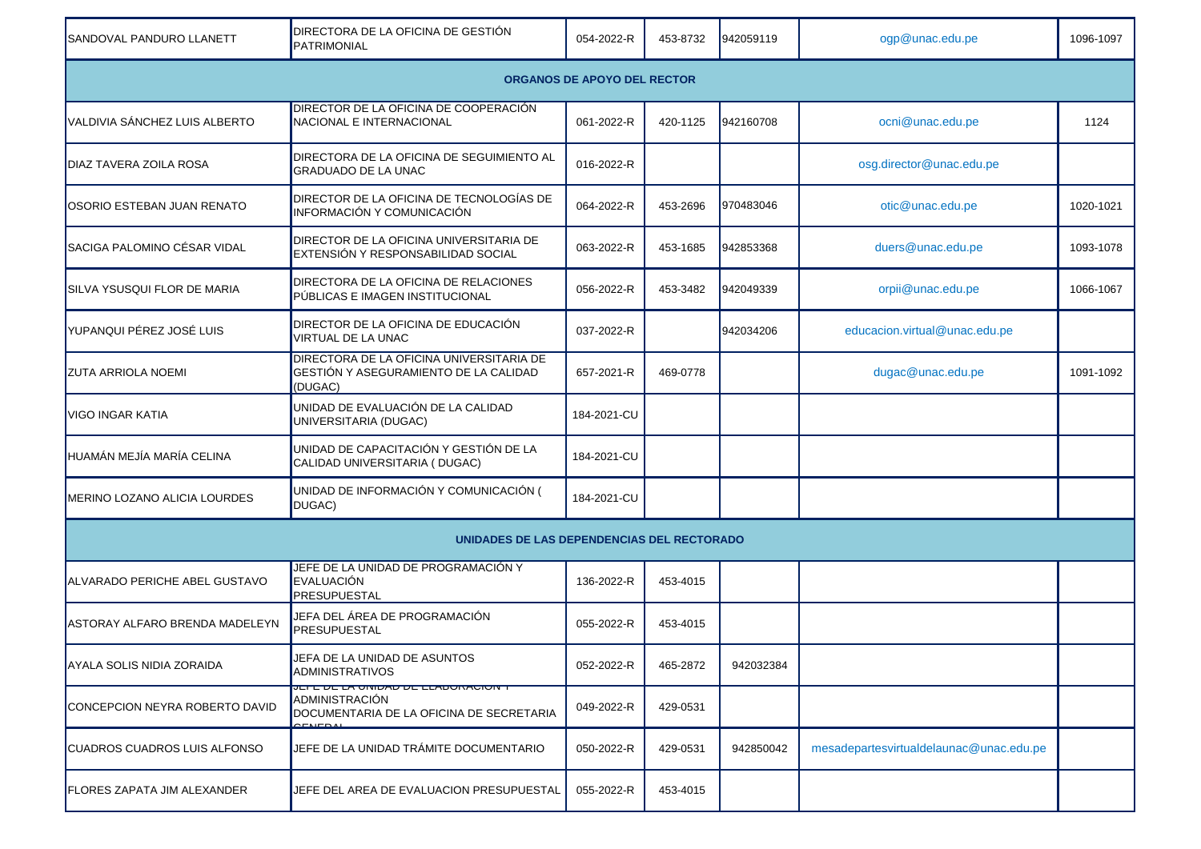| | | | | | | |
|---|---|---|---|---|---|---|
| SANDOVAL PANDURO LLANETT | DIRECTORA DE LA OFICINA DE GESTIÓN PATRIMONIAL | 054-2022-R | 453-8732 | 942059119 | ogp@unac.edu.pe | 1096-1097 |
| **ORGANOS DE APOYO DEL RECTOR** | | | | | | |
| VALDIVIA SÁNCHEZ LUIS ALBERTO | DIRECTOR DE LA OFICINA DE COOPERACIÓN NACIONAL E INTERNACIONAL | 061-2022-R | 420-1125 | 942160708 | ocni@unac.edu.pe | 1124 |
| DIAZ TAVERA ZOILA ROSA | DIRECTORA DE LA OFICINA DE SEGUIMIENTO AL GRADUADO DE LA UNAC | 016-2022-R | | | osg.director@unac.edu.pe | |
| OSORIO ESTEBAN JUAN RENATO | DIRECTOR DE LA OFICINA DE TECNOLOGÍAS DE INFORMACIÓN Y COMUNICACIÓN | 064-2022-R | 453-2696 | 970483046 | otic@unac.edu.pe | 1020-1021 |
| SACIGA PALOMINO CÉSAR VIDAL | DIRECTOR DE LA OFICINA UNIVERSITARIA DE EXTENSIÓN Y RESPONSABILIDAD SOCIAL | 063-2022-R | 453-1685 | 942853368 | duers@unac.edu.pe | 1093-1078 |
| SILVA YSUSQUI FLOR DE MARIA | DIRECTORA DE LA OFICINA DE RELACIONES PÚBLICAS E IMAGEN INSTITUCIONAL | 056-2022-R | 453-3482 | 942049339 | orpii@unac.edu.pe | 1066-1067 |
| YUPANQUI PÉREZ JOSÉ LUIS | DIRECTOR DE LA OFICINA DE EDUCACIÓN VIRTUAL DE LA UNAC | 037-2022-R | | 942034206 | educacion.virtual@unac.edu.pe | |
| ZUTA ARRIOLA NOEMI | DIRECTORA DE LA OFICINA UNIVERSITARIA DE GESTIÓN Y ASEGURAMIENTO DE LA CALIDAD (DUGAC) | 657-2021-R | 469-0778 | | dugac@unac.edu.pe | 1091-1092 |
| VIGO INGAR KATIA | UNIDAD DE EVALUACIÓN DE LA CALIDAD UNIVERSITARIA (DUGAC) | 184-2021-CU | | | | |
| HUAMÁN MEJÍA MARÍA CELINA | UNIDAD DE CAPACITACIÓN Y GESTIÓN DE LA CALIDAD UNIVERSITARIA ( DUGAC) | 184-2021-CU | | | | |
| MERINO LOZANO ALICIA LOURDES | UNIDAD DE INFORMACIÓN Y COMUNICACIÓN ( DUGAC) | 184-2021-CU | | | | |
| **UNIDADES DE LAS DEPENDENCIAS DEL RECTORADO** | | | | | | |
| ALVARADO PERICHE ABEL GUSTAVO | JEFE DE LA UNIDAD DE PROGRAMACIÓN Y EVALUACIÓN PRESUPUESTAL | 136-2022-R | 453-4015 | | | |
| ASTORAY ALFARO BRENDA MADELEYN | JEFA DEL ÁREA DE PROGRAMACIÓN PRESUPUESTAL | 055-2022-R | 453-4015 | | | |
| AYALA SOLIS NIDIA ZORAIDA | JEFA DE LA UNIDAD DE ASUNTOS ADMINISTRATIVOS | 052-2022-R | 465-2872 | 942032384 | | |
| CONCEPCION NEYRA ROBERTO DAVID | JEFE DE LA UNIDAD DE ELABORACIÓN Y ADMINISTRACIÓN DOCUMENTARIA DE LA OFICINA DE SECRETARIA GENERAL | 049-2022-R | 429-0531 | | | |
| CUADROS CUADROS LUIS ALFONSO | JEFE DE LA UNIDAD TRÁMITE DOCUMENTARIO | 050-2022-R | 429-0531 | 942850042 | mesadepartesvirtualdelaunac@unac.edu.pe | |
| FLORES ZAPATA JIM ALEXANDER | JEFE DEL AREA DE EVALUACION PRESUPUESTAL | 055-2022-R | 453-4015 | | | |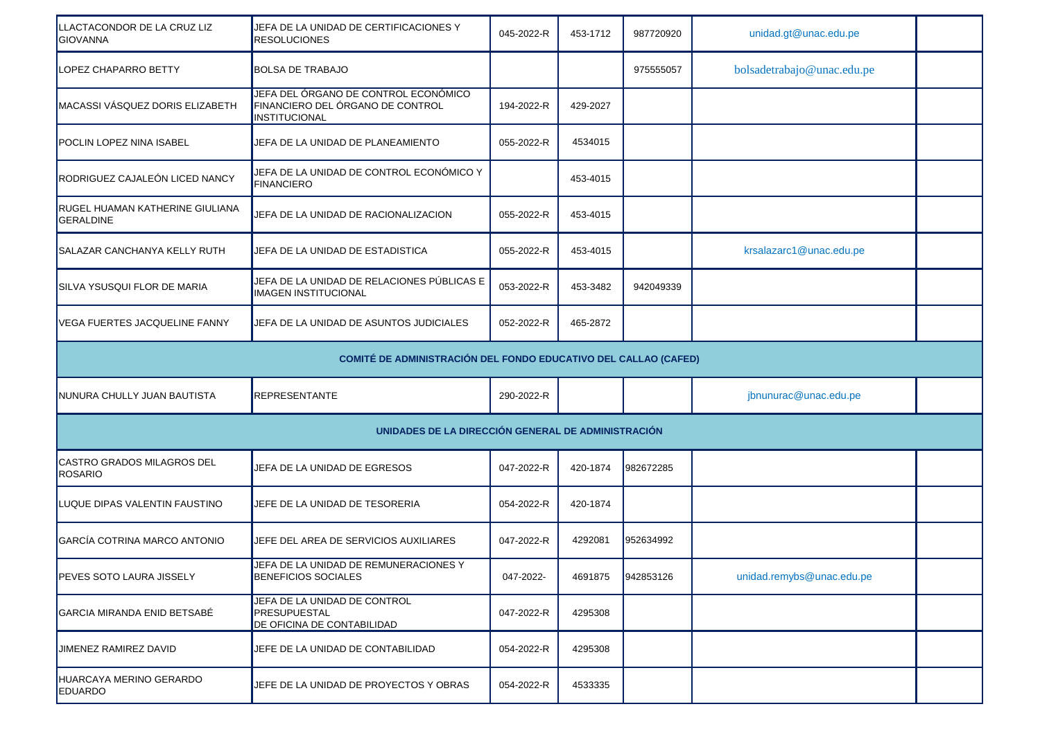| | | | | | | |
|---|---|---|---|---|---|---|
| LLACTACONDOR DE LA CRUZ LIZ GIOVANNA | JEFA DE LA UNIDAD DE CERTIFICACIONES Y RESOLUCIONES | 045-2022-R | 453-1712 | 987720920 | unidad.gt@unac.edu.pe | |
| LOPEZ CHAPARRO BETTY | BOLSA DE TRABAJO | | | 975555057 | bolsadetrabajo@unac.edu.pe | |
| MACASSI VÁSQUEZ DORIS ELIZABETH | JEFA DEL ÓRGANO DE CONTROL ECONÓMICO FINANCIERO DEL ÓRGANO DE CONTROL INSTITUCIONAL | 194-2022-R | 429-2027 | | | |
| POCLIN LOPEZ NINA ISABEL | JEFA DE LA UNIDAD DE PLANEAMIENTO | 055-2022-R | 4534015 | | | |
| RODRIGUEZ CAJALEÓN LICED NANCY | JEFA DE LA UNIDAD DE CONTROL ECONÓMICO Y FINANCIERO | | 453-4015 | | | |
| RUGEL HUAMAN KATHERINE GIULIANA GERALDINE | JEFA DE LA UNIDAD DE RACIONALIZACION | 055-2022-R | 453-4015 | | | |
| SALAZAR CANCHANYA KELLY RUTH | JEFA DE LA UNIDAD DE ESTADISTICA | 055-2022-R | 453-4015 | | krsalazarc1@unac.edu.pe | |
| SILVA YSUSQUI FLOR DE MARIA | JEFA DE LA UNIDAD DE RELACIONES PÚBLICAS E IMAGEN INSTITUCIONAL | 053-2022-R | 453-3482 | 942049339 | | |
| VEGA FUERTES JACQUELINE FANNY | JEFA DE LA UNIDAD DE ASUNTOS JUDICIALES | 052-2022-R | 465-2872 | | | |
| **COMITÉ DE ADMINISTRACIÓN DEL FONDO EDUCATIVO DEL CALLAO (CAFED)** | | | | | | |
| NUNURA CHULLY JUAN BAUTISTA | REPRESENTANTE | 290-2022-R | | | jbnunurac@unac.edu.pe | |
| **UNIDADES DE LA DIRECCIÓN GENERAL DE ADMINISTRACIÓN** | | | | | | |
| CASTRO GRADOS MILAGROS DEL ROSARIO | JEFA DE LA UNIDAD DE EGRESOS | 047-2022-R | 420-1874 | 982672285 | | |
| LUQUE DIPAS VALENTIN FAUSTINO | JEFE DE LA UNIDAD DE TESORERIA | 054-2022-R | 420-1874 | | | |
| GARCÍA COTRINA MARCO ANTONIO | JEFE DEL AREA DE SERVICIOS AUXILIARES | 047-2022-R | 4292081 | 952634992 | | |
| PEVES SOTO LAURA JISSELY | JEFA DE LA UNIDAD DE REMUNERACIONES Y BENEFICIOS SOCIALES | 047-2022- | 4691875 | 942853126 | unidad.remybs@unac.edu.pe | |
| GARCIA MIRANDA ENID BETSABÉ | JEFA DE LA UNIDAD DE CONTROL PRESUPUESTAL DE OFICINA DE CONTABILIDAD | 047-2022-R | 4295308 | | | |
| JIMENEZ RAMIREZ DAVID | JEFE DE LA UNIDAD DE CONTABILIDAD | 054-2022-R | 4295308 | | | |
| HUARCAYA MERINO GERARDO EDUARDO | JEFE DE LA UNIDAD DE PROYECTOS Y OBRAS | 054-2022-R | 4533335 | | | |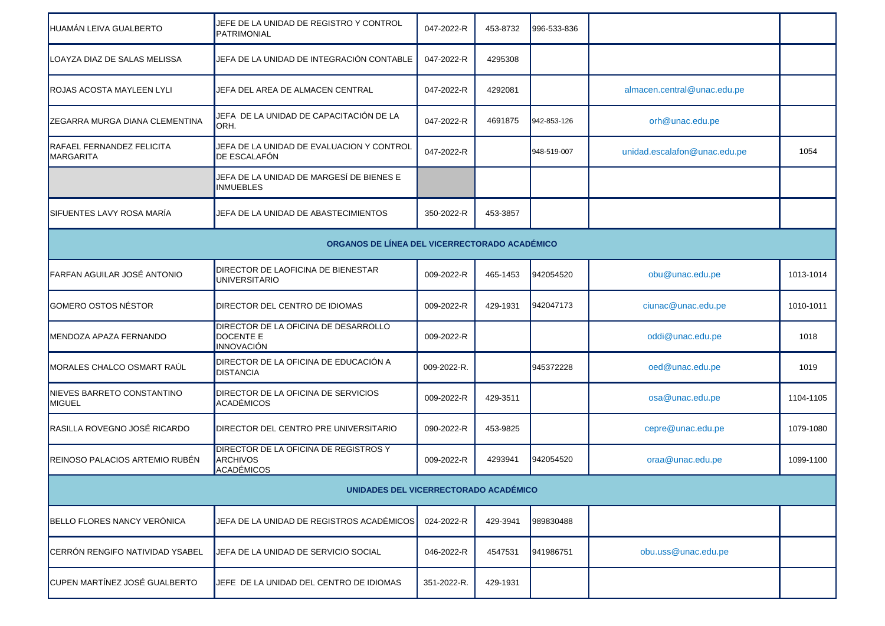| | | | | | | |
|---|---|---|---|---|---|---|
| HUAMÁN LEIVA GUALBERTO | JEFE DE LA UNIDAD DE REGISTRO Y CONTROL PATRIMONIAL | 047-2022-R | 453-8732 | 996-533-836 | | |
| LOAYZA DIAZ DE SALAS MELISSA | JEFA DE LA UNIDAD DE INTEGRACIÓN CONTABLE | 047-2022-R | 4295308 | | | |
| ROJAS ACOSTA MAYLEEN LYLI | JEFA DEL AREA DE ALMACEN CENTRAL | 047-2022-R | 4292081 | | almacen.central@unac.edu.pe | |
| ZEGARRA MURGA DIANA CLEMENTINA | JEFA DE LA UNIDAD DE CAPACITACIÓN DE LA ORH. | 047-2022-R | 4691875 | 942-853-126 | orh@unac.edu.pe | |
| RAFAEL FERNANDEZ FELICITA MARGARITA | JEFA DE LA UNIDAD DE EVALUACION Y CONTROL DE ESCALAFÓN | 047-2022-R | | 948-519-007 | unidad.escalafon@unac.edu.pe | 1054 |
| | JEFA DE LA UNIDAD DE MARGESÍ DE BIENES E INMUEBLES | | | | | |
| SIFUENTES LAVY ROSA MARÍA | JEFA DE LA UNIDAD DE ABASTECIMIENTOS | 350-2022-R | 453-3857 | | | |
| **ORGANOS DE LÍNEA DEL VICERRECTORADO ACADÉMICO** | | | | | | |
| FARFAN AGUILAR JOSÉ ANTONIO | DIRECTOR DE LAOFICINA DE BIENESTAR UNIVERSITARIO | 009-2022-R | 465-1453 | 942054520 | obu@unac.edu.pe | 1013-1014 |
| GOMERO OSTOS NÉSTOR | DIRECTOR DEL CENTRO DE IDIOMAS | 009-2022-R | 429-1931 | 942047173 | ciunac@unac.edu.pe | 1010-1011 |
| MENDOZA APAZA FERNANDO | DIRECTOR DE LA OFICINA DE DESARROLLO DOCENTE E INNOVACIÓN | 009-2022-R | | | oddi@unac.edu.pe | 1018 |
| MORALES CHALCO OSMART RAÚL | DIRECTOR DE LA OFICINA DE EDUCACIÓN A DISTANCIA | 009-2022-R. | | 945372228 | oed@unac.edu.pe | 1019 |
| NIEVES BARRETO CONSTANTINO MIGUEL | DIRECTOR DE LA OFICINA DE SERVICIOS ACADÉMICOS | 009-2022-R | 429-3511 | | osa@unac.edu.pe | 1104-1105 |
| RASILLA ROVEGNO JOSÉ RICARDO | DIRECTOR DEL CENTRO PRE UNIVERSITARIO | 090-2022-R | 453-9825 | | cepre@unac.edu.pe | 1079-1080 |
| REINOSO PALACIOS ARTEMIO RUBÉN | DIRECTOR DE LA OFICINA DE REGISTROS Y ARCHIVOS ACADÉMICOS | 009-2022-R | 4293941 | 942054520 | oraa@unac.edu.pe | 1099-1100 |
| **UNIDADES DEL VICERRECTORADO ACADÉMICO** | | | | | | |
| BELLO FLORES NANCY VERÓNICA | JEFA DE LA UNIDAD DE REGISTROS ACADÉMICOS | 024-2022-R | 429-3941 | 989830488 | | |
| CERRÓN RENGIFO NATIVIDAD YSABEL | JEFA DE LA UNIDAD DE SERVICIO SOCIAL | 046-2022-R | 4547531 | 941986751 | obu.uss@unac.edu.pe | |
| CUPEN MARTÍNEZ JOSÉ GUALBERTO | JEFE DE LA UNIDAD DEL CENTRO DE IDIOMAS | 351-2022-R. | 429-1931 | | | |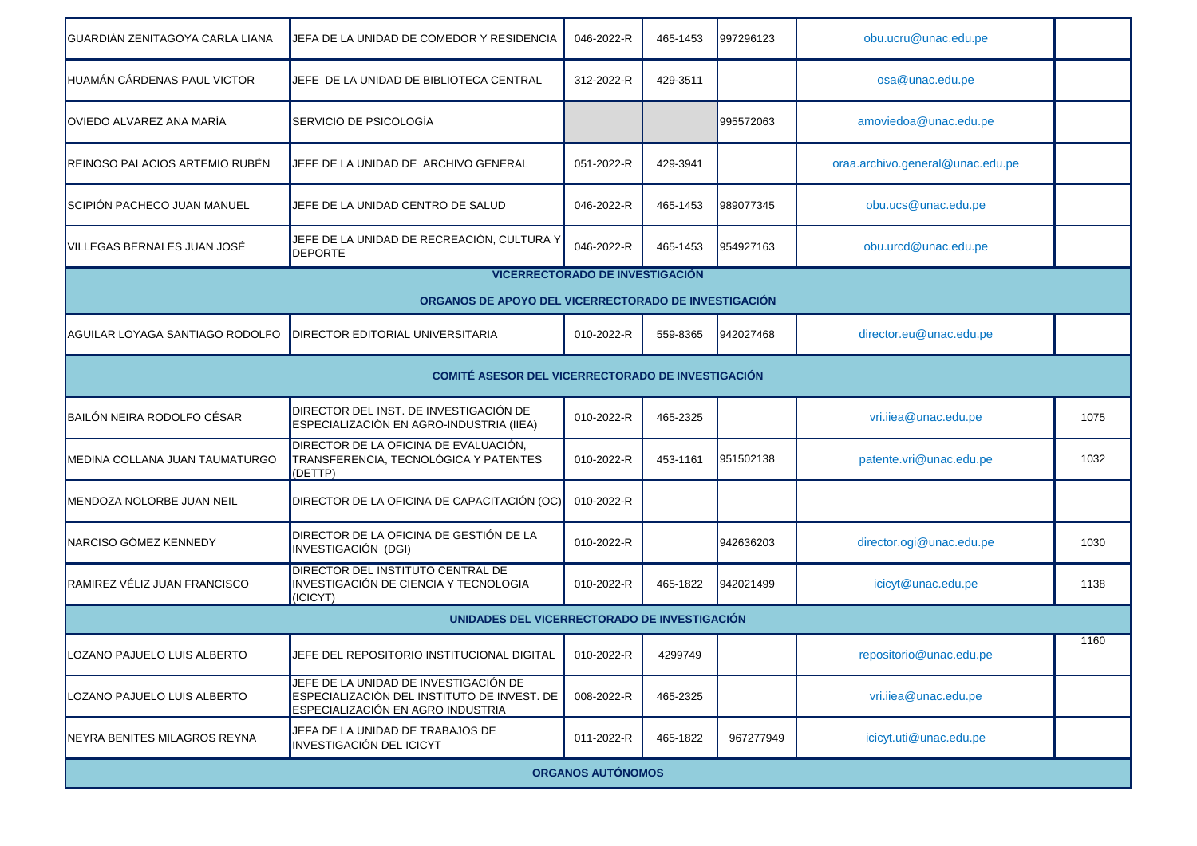| | | | | | | |
|---|---|---|---|---|---|---|
| GUARDIÁN ZENITAGOYA CARLA LIANA | JEFA DE LA UNIDAD DE COMEDOR Y RESIDENCIA | 046-2022-R | 465-1453 | 997296123 | obu.ucru@unac.edu.pe | |
| HUAMÁN CÁRDENAS PAUL VICTOR | JEFE DE LA UNIDAD DE BIBLIOTECA CENTRAL | 312-2022-R | 429-3511 | | osa@unac.edu.pe | |
| OVIEDO ALVAREZ ANA MARÍA | SERVICIO DE PSICOLOGÍA | | | 995572063 | amoviedoa@unac.edu.pe | |
| REINOSO PALACIOS ARTEMIO RUBÉN | JEFE DE LA UNIDAD DE ARCHIVO GENERAL | 051-2022-R | 429-3941 | | oraa.archivo.general@unac.edu.pe | |
| SCIPIÓN PACHECO JUAN MANUEL | JEFE DE LA UNIDAD CENTRO DE SALUD | 046-2022-R | 465-1453 | 989077345 | obu.ucs@unac.edu.pe | |
| VILLEGAS BERNALES JUAN JOSÉ | JEFE DE LA UNIDAD DE RECREACIÓN, CULTURA Y DEPORTE | 046-2022-R | 465-1453 | 954927163 | obu.urcd@unac.edu.pe | |
| **VICERRECTORADO DE INVESTIGACIÓN** | | | | | | |
| **ORGANOS DE APOYO DEL VICERRECTORADO DE INVESTIGACIÓN** | | | | | | |
| AGUILAR LOYAGA SANTIAGO RODOLFO | DIRECTOR EDITORIAL UNIVERSITARIA | 010-2022-R | 559-8365 | 942027468 | director.eu@unac.edu.pe | |
| **COMITÉ ASESOR DEL VICERRECTORADO DE INVESTIGACIÓN** | | | | | | |
| BAILÓN NEIRA RODOLFO CÉSAR | DIRECTOR DEL INST. DE INVESTIGACIÓN DE ESPECIALIZACIÓN EN AGRO-INDUSTRIA (IIEA) | 010-2022-R | 465-2325 | | vri.iiea@unac.edu.pe | 1075 |
| MEDINA COLLANA JUAN TAUMATURGO | DIRECTOR DE LA OFICINA DE EVALUACIÓN, TRANSFERENCIA, TECNOLÓGICA Y PATENTES (DETTP) | 010-2022-R | 453-1161 | 951502138 | patente.vri@unac.edu.pe | 1032 |
| MENDOZA NOLORBE JUAN NEIL | DIRECTOR DE LA OFICINA DE CAPACITACIÓN (OC) | 010-2022-R | | | | |
| NARCISO GÓMEZ KENNEDY | DIRECTOR DE LA OFICINA DE GESTIÓN DE LA INVESTIGACIÓN (DGI) | 010-2022-R | | 942636203 | director.ogi@unac.edu.pe | 1030 |
| RAMIREZ VÉLIZ JUAN FRANCISCO | DIRECTOR DEL INSTITUTO CENTRAL DE INVESTIGACIÓN DE CIENCIA Y TECNOLOGIA (ICICYT) | 010-2022-R | 465-1822 | 942021499 | icicyt@unac.edu.pe | 1138 |
| **UNIDADES DEL VICERRECTORADO DE INVESTIGACIÓN** | | | | | | |
| LOZANO PAJUELO LUIS ALBERTO | JEFE DEL REPOSITORIO INSTITUCIONAL DIGITAL | 010-2022-R | 4299749 | | repositorio@unac.edu.pe | 1160 |
| LOZANO PAJUELO LUIS ALBERTO | JEFE DE LA UNIDAD DE INVESTIGACIÓN DE ESPECIALIZACIÓN DEL INSTITUTO DE INVEST. DE ESPECIALIZACIÓN EN AGRO INDUSTRIA | 008-2022-R | 465-2325 | | vri.iiea@unac.edu.pe | |
| NEYRA BENITES MILAGROS REYNA | JEFA DE LA UNIDAD DE TRABAJOS DE INVESTIGACIÓN DEL ICICYT | 011-2022-R | 465-1822 | 967277949 | icicyt.uti@unac.edu.pe | |
| **ORGANOS AUTÓNOMOS** | | | | | | |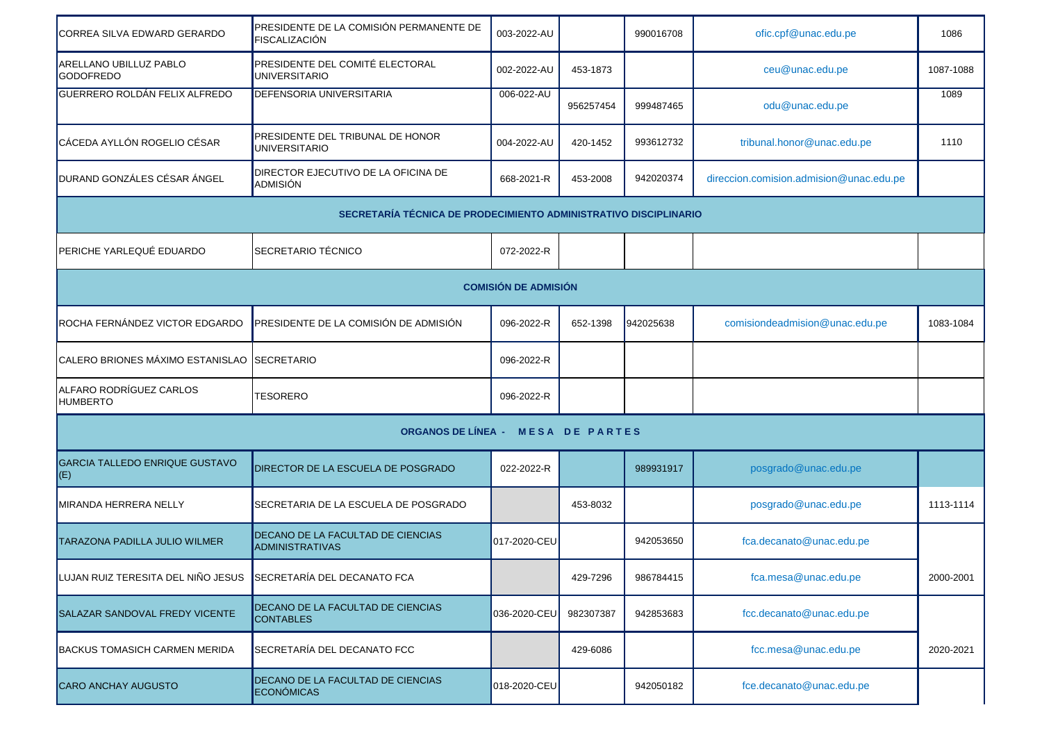| | | | | | | |
|---|---|---|---|---|---|---|
| CORREA SILVA EDWARD GERARDO | PRESIDENTE DE LA COMISIÓN PERMANENTE DE FISCALIZACIÓN | 003-2022-AU | | 990016708 | ofic.cpf@unac.edu.pe | 1086 |
| ARELLANO UBILLUZ PABLO GODOFREDO | PRESIDENTE DEL COMITÉ ELECTORAL UNIVERSITARIO | 002-2022-AU | 453-1873 | | ceu@unac.edu.pe | 1087-1088 |
| GUERRERO ROLDÁN FELIX ALFREDO | DEFENSORIA UNIVERSITARIA | 006-022-AU | 956257454 | 999487465 | odu@unac.edu.pe | 1089 |
| CÁCEDA AYLLÓN ROGELIO CÉSAR | PRESIDENTE DEL TRIBUNAL DE HONOR UNIVERSITARIO | 004-2022-AU | 420-1452 | 993612732 | tribunal.honor@unac.edu.pe | 1110 |
| DURAND GONZÁLES CÉSAR ÁNGEL | DIRECTOR EJECUTIVO DE LA OFICINA DE ADMISIÓN | 668-2021-R | 453-2008 | 942020374 | direccion.comision.admision@unac.edu.pe | |
| **SECRETARÍA TÉCNICA DE PRODECIMIENTO ADMINISTRATIVO DISCIPLINARIO** | | | | | | |
| PERICHE YARLEQUÉ EDUARDO | SECRETARIO TÉCNICO | 072-2022-R | | | | |
| **COMISIÓN DE ADMISIÓN** | | | | | | |
| ROCHA FERNÁNDEZ VICTOR EDGARDO | PRESIDENTE DE LA COMISIÓN DE ADMISIÓN | 096-2022-R | 652-1398 | 942025638 | comisiondeadmision@unac.edu.pe | 1083-1084 |
| CALERO BRIONES MÁXIMO ESTANISLAO | SECRETARIO | 096-2022-R | | | | |
| ALFARO RODRÍGUEZ CARLOS HUMBERTO | TESORERO | 096-2022-R | | | | |
| **ORGANOS DE LÍNEA - MESA DE PARTES** | | | | | | |
| GARCIA TALLEDO ENRIQUE GUSTAVO (E) | DIRECTOR DE LA ESCUELA DE POSGRADO | 022-2022-R | | 989931917 | posgrado@unac.edu.pe | |
| MIRANDA HERRERA NELLY | SECRETARIA DE LA ESCUELA DE POSGRADO | | 453-8032 | | posgrado@unac.edu.pe | 1113-1114 |
| TARAZONA PADILLA JULIO WILMER | DECANO DE LA FACULTAD DE CIENCIAS ADMINISTRATIVAS | 017-2020-CEU | | 942053650 | fca.decanato@unac.edu.pe | 2000-2001 |
| LUJAN RUIZ TERESITA DEL NIÑO JESUS | SECRETARÍA DEL DECANATO FCA | | 429-7296 | 986784415 | fca.mesa@unac.edu.pe | 2000-2001 |
| SALAZAR SANDOVAL FREDY VICENTE | DECANO DE LA FACULTAD DE CIENCIAS CONTABLES | 036-2020-CEU | 982307387 | 942853683 | fcc.decanato@unac.edu.pe | 2020-2021 |
| BACKUS TOMASICH CARMEN MERIDA | SECRETARÍA DEL DECANATO FCC | | 429-6086 | | fcc.mesa@unac.edu.pe | 2020-2021 |
| CARO ANCHAY AUGUSTO | DECANO DE LA FACULTAD DE CIENCIAS ECONÓMICAS | 018-2020-CEU | | 942050182 | fce.decanato@unac.edu.pe | |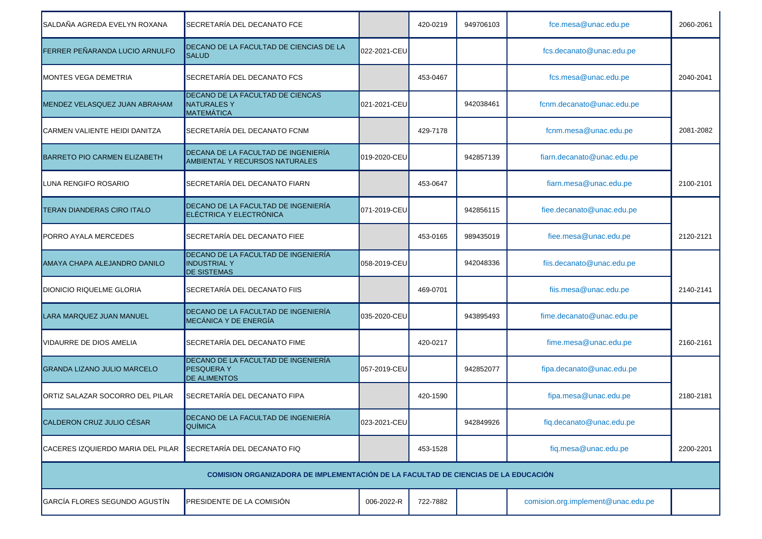| | | | | | | |
|---|---|---|---|---|---|---|
| SALDAÑA AGREDA EVELYN ROXANA | SECRETARÍA DEL DECANATO FCE | | 420-0219 | 949706103 | fce.mesa@unac.edu.pe | 2060-2061 |
| FERRER PEÑARANDA LUCIO ARNULFO | DECANO DE LA FACULTAD DE CIENCIAS DE LA SALUD | 022-2021-CEU | | | fcs.decanato@unac.edu.pe | |
| MONTES VEGA DEMETRIA | SECRETARÍA DEL DECANATO FCS | | 453-0467 | | fcs.mesa@unac.edu.pe | 2040-2041 |
| MENDEZ VELASQUEZ JUAN ABRAHAM | DECANO DE LA FACULTAD DE CIENCAS NATURALES Y MATEMÁTICA | 021-2021-CEU | | 942038461 | fcnm.decanato@unac.edu.pe | |
| CARMEN VALIENTE HEIDI DANITZA | SECRETARÍA DEL DECANATO FCNM | | 429-7178 | | fcnm.mesa@unac.edu.pe | 2081-2082 |
| BARRETO PIO CARMEN ELIZABETH | DECANA DE LA FACULTAD DE INGENIERÍA AMBIENTAL Y RECURSOS NATURALES | 019-2020-CEU | | 942857139 | fiarn.decanato@unac.edu.pe | |
| LUNA RENGIFO ROSARIO | SECRETARÍA DEL DECANATO FIARN | | 453-0647 | | fiarn.mesa@unac.edu.pe | 2100-2101 |
| TERAN DIANDERAS CIRO ITALO | DECANO DE LA FACULTAD DE INGENIERÍA ELÉCTRICA Y ELECTRÓNICA | 071-2019-CEU | | 942856115 | fiee.decanato@unac.edu.pe | |
| PORRO AYALA MERCEDES | SECRETARÍA DEL DECANATO FIEE | | 453-0165 | 989435019 | fiee.mesa@unac.edu.pe | 2120-2121 |
| AMAYA CHAPA ALEJANDRO DANILO | DECANO DE LA FACULTAD DE INGENIERÍA INDUSTRIAL Y DE SISTEMAS | 058-2019-CEU | | 942048336 | fiis.decanato@unac.edu.pe | |
| DIONICIO RIQUELME GLORIA | SECRETARÍA DEL DECANATO FIIS | | 469-0701 | | fiis.mesa@unac.edu.pe | 2140-2141 |
| LARA MARQUEZ JUAN MANUEL | DECANO DE LA FACULTAD DE INGENIERÍA MECÁNICA Y DE ENERGÍA | 035-2020-CEU | | 943895493 | fime.decanato@unac.edu.pe | |
| VIDAURRE DE DIOS AMELIA | SECRETARÍA DEL DECANATO FIME | | 420-0217 | | fime.mesa@unac.edu.pe | 2160-2161 |
| GRANDA LIZANO JULIO MARCELO | DECANO DE LA FACULTAD DE INGENIERÍA PESQUERA Y DE ALIMENTOS | 057-2019-CEU | | 942852077 | fipa.decanato@unac.edu.pe | |
| ORTIZ SALAZAR SOCORRO DEL PILAR | SECRETARÍA DEL DECANATO FIPA | | 420-1590 | | fipa.mesa@unac.edu.pe | 2180-2181 |
| CALDERON CRUZ JULIO CÉSAR | DECANO DE LA FACULTAD DE INGENIERÍA QUÍMICA | 023-2021-CEU | | 942849926 | fiq.decanato@unac.edu.pe | |
| CACERES IZQUIERDO MARIA DEL PILAR | SECRETARÍA DEL DECANATO FIQ | | 453-1528 | | fiq.mesa@unac.edu.pe | 2200-2201 |
| **COMISION ORGANIZADORA DE IMPLEMENTACIÓN DE LA FACULTAD DE CIENCIAS DE LA EDUCACIÓN** | | | | | | |
| GARCÍA FLORES SEGUNDO AGUSTÍN | PRESIDENTE DE LA COMISIÓN | 006-2022-R | 722-7882 | | comision.org.implement@unac.edu.pe | |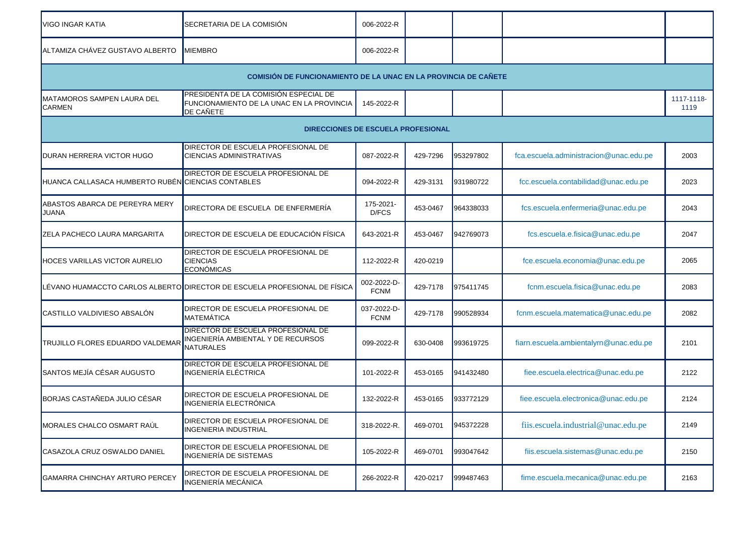| | | | | | | |
|---|---|---|---|---|---|---|
| VIGO INGAR KATIA | SECRETARIA DE LA COMISIÓN | 006-2022-R | | | | |
| ALTAMIZA CHÁVEZ GUSTAVO ALBERTO | MIEMBRO | 006-2022-R | | | | |
| **COMISIÓN DE FUNCIONAMIENTO DE LA UNAC EN LA PROVINCIA DE CAÑETE** | | | | | | |
| MATAMOROS SAMPEN LAURA DEL CARMEN | PRESIDENTA DE LA COMISIÓN ESPECIAL DE FUNCIONAMIENTO DE LA UNAC EN LA PROVINCIA DE CAÑETE | 145-2022-R | | | | 1117-1118-1119 |
| **DIRECCIONES DE ESCUELA PROFESIONAL** | | | | | | |
| DURAN HERRERA VICTOR HUGO | DIRECTOR DE ESCUELA PROFESIONAL DE CIENCIAS ADMINISTRATIVAS | 087-2022-R | 429-7296 | 953297802 | fca.escuela.administracion@unac.edu.pe | 2003 |
| HUANCA CALLASACA HUMBERTO RUBÉN | DIRECTOR DE ESCUELA PROFESIONAL DE CIENCIAS CONTABLES | 094-2022-R | 429-3131 | 931980722 | fcc.escuela.contabilidad@unac.edu.pe | 2023 |
| ABASTOS ABARCA DE PEREYRA MERY JUANA | DIRECTORA DE ESCUELA DE ENFERMERÍA | 175-2021-D/FCS | 453-0467 | 964338033 | fcs.escuela.enfermeria@unac.edu.pe | 2043 |
| ZELA PACHECO LAURA MARGARITA | DIRECTOR DE ESCUELA DE EDUCACIÓN FÍSICA | 643-2021-R | 453-0467 | 942769073 | fcs.escuela.e.fisica@unac.edu.pe | 2047 |
| HOCES VARILLAS VICTOR AURELIO | DIRECTOR DE ESCUELA PROFESIONAL DE CIENCIAS ECONÓMICAS | 112-2022-R | 420-0219 | | fce.escuela.economia@unac.edu.pe | 2065 |
| LÉVANO HUAMACCTO CARLOS ALBERTO | DIRECTOR DE ESCUELA PROFESIONAL DE FÍSICA | 002-2022-D-FCNM | 429-7178 | 975411745 | fcnm.escuela.fisica@unac.edu.pe | 2083 |
| CASTILLO VALDIVIESO ABSALÓN | DIRECTOR DE ESCUELA PROFESIONAL DE MATEMÁTICA | 037-2022-D-FCNM | 429-7178 | 990528934 | fcnm.escuela.matematica@unac.edu.pe | 2082 |
| TRUJILLO FLORES EDUARDO VALDEMAR | DIRECTOR DE ESCUELA PROFESIONAL DE INGENIERÍA AMBIENTAL Y DE RECURSOS NATURALES | 099-2022-R | 630-0408 | 993619725 | fiarn.escuela.ambientalyrn@unac.edu.pe | 2101 |
| SANTOS MEJÍA CÉSAR AUGUSTO | DIRECTOR DE ESCUELA PROFESIONAL DE INGENIERÍA ELÉCTRICA | 101-2022-R | 453-0165 | 941432480 | fiee.escuela.electrica@unac.edu.pe | 2122 |
| BORJAS CASTAÑEDA JULIO CÉSAR | DIRECTOR DE ESCUELA PROFESIONAL DE INGENIERÍA ELECTRÓNICA | 132-2022-R | 453-0165 | 933772129 | fiee.escuela.electronica@unac.edu.pe | 2124 |
| MORALES CHALCO OSMART RAÚL | DIRECTOR DE ESCUELA PROFESIONAL DE INGENIERIA INDUSTRIAL | 318-2022-R. | 469-0701 | 945372228 | fiis.escuela.industrial@unac.edu.pe | 2149 |
| CASAZOLA CRUZ OSWALDO DANIEL | DIRECTOR DE ESCUELA PROFESIONAL DE INGENIERÍA DE SISTEMAS | 105-2022-R | 469-0701 | 993047642 | fiis.escuela.sistemas@unac.edu.pe | 2150 |
| GAMARRA CHINCHAY ARTURO PERCEY | DIRECTOR DE ESCUELA PROFESIONAL DE INGENIERÍA MECÁNICA | 266-2022-R | 420-0217 | 999487463 | fime.escuela.mecanica@unac.edu.pe | 2163 |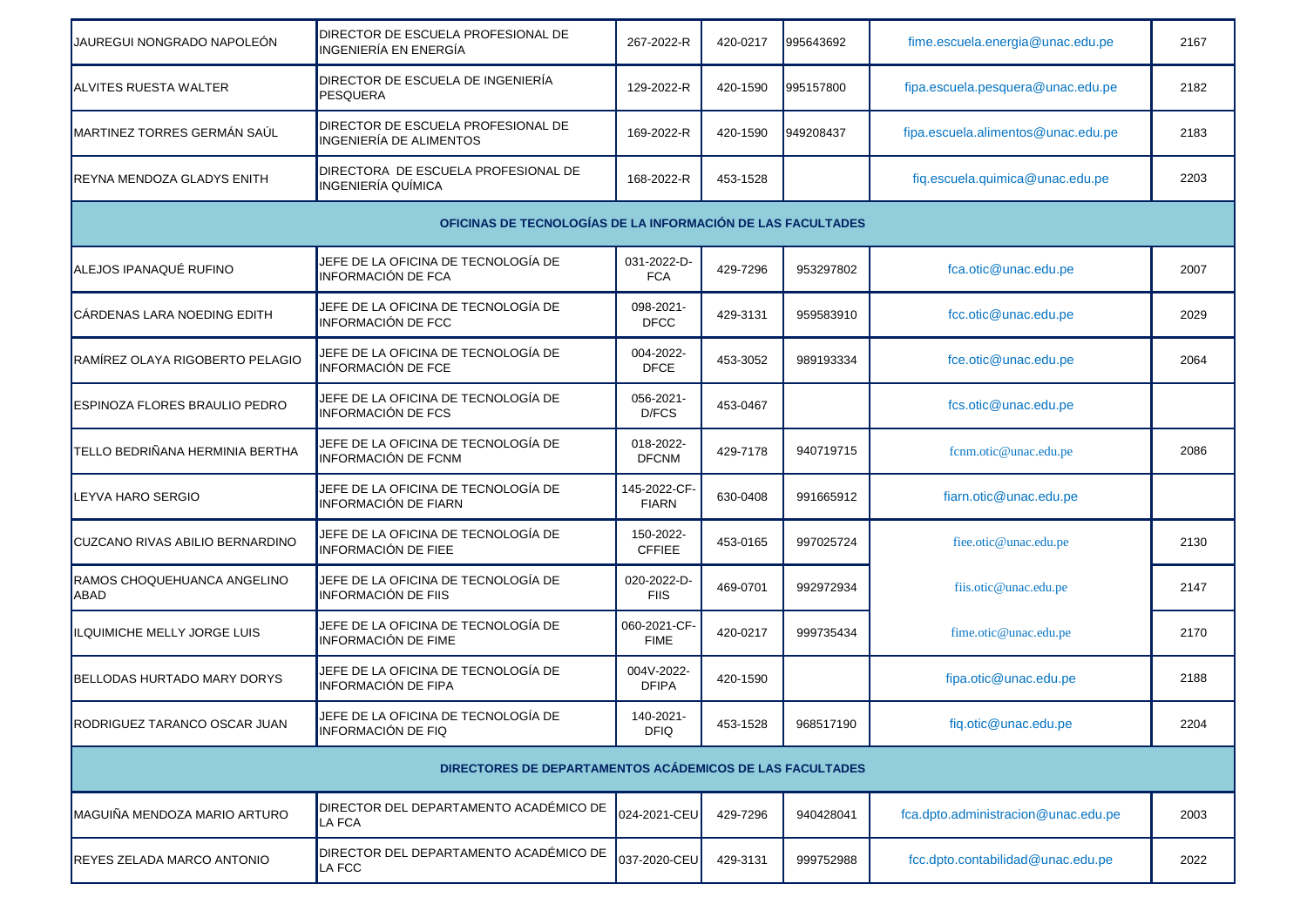| | | | | | | |
|---|---|---|---|---|---|---|
| JAUREGUI NONGRADO NAPOLEÓN | DIRECTOR DE ESCUELA PROFESIONAL DE INGENIERÍA EN ENERGÍA | 267-2022-R | 420-0217 | 995643692 | fime.escuela.energia@unac.edu.pe | 2167 |
| ALVITES RUESTA WALTER | DIRECTOR DE ESCUELA DE INGENIERÍA PESQUERA | 129-2022-R | 420-1590 | 995157800 | fipa.escuela.pesquera@unac.edu.pe | 2182 |
| MARTINEZ TORRES GERMÁN SAÚL | DIRECTOR DE ESCUELA PROFESIONAL DE INGENIERÍA DE ALIMENTOS | 169-2022-R | 420-1590 | 949208437 | fipa.escuela.alimentos@unac.edu.pe | 2183 |
| REYNA MENDOZA GLADYS ENITH | DIRECTORA DE ESCUELA PROFESIONAL DE INGENIERÍA QUÍMICA | 168-2022-R | 453-1528 | | fiq.escuela.quimica@unac.edu.pe | 2203 |
| **OFICINAS DE TECNOLOGÍAS DE LA INFORMACIÓN DE LAS FACULTADES** | | | | | | |
| ALEJOS IPANAQUÉ RUFINO | JEFE DE LA OFICINA DE TECNOLOGÍA DE INFORMACIÓN DE FCA | 031-2022-D-FCA | 429-7296 | 953297802 | fca.otic@unac.edu.pe | 2007 |
| CÁRDENAS LARA NOEDING EDITH | JEFE DE LA OFICINA DE TECNOLOGÍA DE INFORMACIÓN DE FCC | 098-2021-DFCC | 429-3131 | 959583910 | fcc.otic@unac.edu.pe | 2029 |
| RAMÍREZ OLAYA RIGOBERTO PELAGIO | JEFE DE LA OFICINA DE TECNOLOGÍA DE INFORMACIÓN DE FCE | 004-2022-DFCE | 453-3052 | 989193334 | fce.otic@unac.edu.pe | 2064 |
| ESPINOZA FLORES BRAULIO PEDRO | JEFE DE LA OFICINA DE TECNOLOGÍA DE INFORMACIÓN DE FCS | 056-2021-D/FCS | 453-0467 | | fcs.otic@unac.edu.pe | |
| TELLO BEDRIÑANA HERMINIA BERTHA | JEFE DE LA OFICINA DE TECNOLOGÍA DE INFORMACIÓN DE FCNM | 018-2022-DFCNM | 429-7178 | 940719715 | fcnm.otic@unac.edu.pe | 2086 |
| LEYVA HARO SERGIO | JEFE DE LA OFICINA DE TECNOLOGÍA DE INFORMACIÓN DE FIARN | 145-2022-CF-FIARN | 630-0408 | 991665912 | fiarn.otic@unac.edu.pe | |
| CUZCANO RIVAS ABILIO BERNARDINO | JEFE DE LA OFICINA DE TECNOLOGÍA DE INFORMACIÓN DE FIEE | 150-2022-CFFIEE | 453-0165 | 997025724 | fiee.otic@unac.edu.pe | 2130 |
| RAMOS CHOQUEHUANCA ANGELINO ABAD | JEFE DE LA OFICINA DE TECNOLOGÍA DE INFORMACIÓN DE FIIS | 020-2022-D-FIIS | 469-0701 | 992972934 | fiis.otic@unac.edu.pe | 2147 |
| ILQUIMICHE MELLY JORGE LUIS | JEFE DE LA OFICINA DE TECNOLOGÍA DE INFORMACIÓN DE FIME | 060-2021-CF-FIME | 420-0217 | 999735434 | fime.otic@unac.edu.pe | 2170 |
| BELLODAS HURTADO MARY DORYS | JEFE DE LA OFICINA DE TECNOLOGÍA DE INFORMACIÓN DE FIPA | 004V-2022-DFIPA | 420-1590 | | fipa.otic@unac.edu.pe | 2188 |
| RODRIGUEZ TARANCO OSCAR JUAN | JEFE DE LA OFICINA DE TECNOLOGÍA DE INFORMACIÓN DE FIQ | 140-2021-DFIQ | 453-1528 | 968517190 | fiq.otic@unac.edu.pe | 2204 |
| **DIRECTORES DE DEPARTAMENTOS ACÁDEMICOS DE LAS FACULTADES** | | | | | | |
| MAGUIÑA MENDOZA MARIO ARTURO | DIRECTOR DEL DEPARTAMENTO ACADÉMICO DE LA FCA | 024-2021-CEU | 429-7296 | 940428041 | fca.dpto.administracion@unac.edu.pe | 2003 |
| REYES ZELADA MARCO ANTONIO | DIRECTOR DEL DEPARTAMENTO ACADÉMICO DE LA FCC | 037-2020-CEU | 429-3131 | 999752988 | fcc.dpto.contabilidad@unac.edu.pe | 2022 |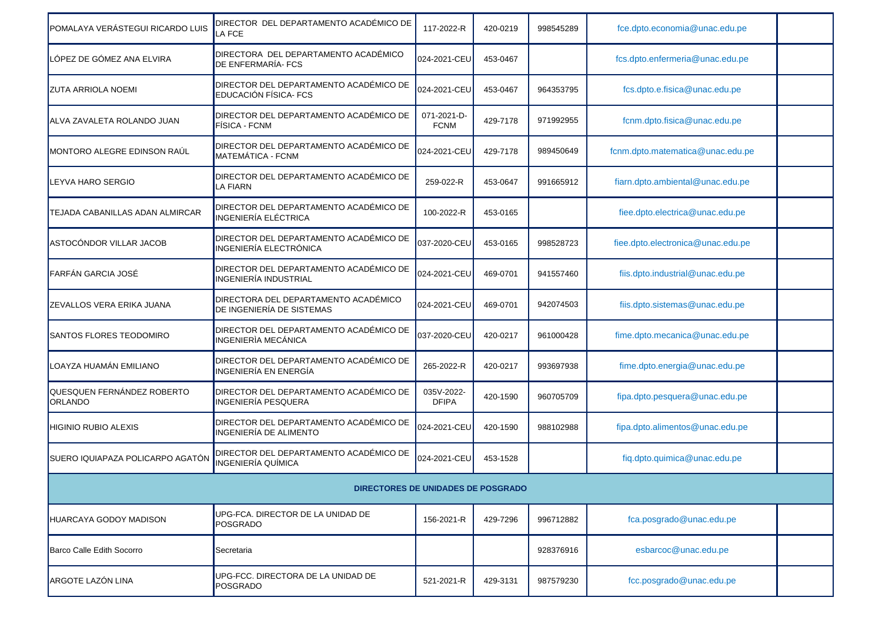| | | | | | | |
|---|---|---|---|---|---|---|
| POMALAYA VERÁSTEGUI RICARDO LUIS | DIRECTOR DEL DEPARTAMENTO ACADÉMICO DE LA FCE | 117-2022-R | 420-0219 | 998545289 | fce.dpto.economia@unac.edu.pe | |
| LÓPEZ DE GÓMEZ ANA ELVIRA | DIRECTORA DEL DEPARTAMENTO ACADÉMICO DE ENFERMARÍA- FCS | 024-2021-CEU | 453-0467 | | fcs.dpto.enfermeria@unac.edu.pe | |
| ZUTA ARRIOLA NOEMI | DIRECTOR DEL DEPARTAMENTO ACADÉMICO DE EDUCACIÓN FÍSICA- FCS | 024-2021-CEU | 453-0467 | 964353795 | fcs.dpto.e.fisica@unac.edu.pe | |
| ALVA ZAVALETA ROLANDO JUAN | DIRECTOR DEL DEPARTAMENTO ACADÉMICO DE FÍSICA - FCNM | 071-2021-D-FCNM | 429-7178 | 971992955 | fcnm.dpto.fisica@unac.edu.pe | |
| MONTORO ALEGRE EDINSON RAÚL | DIRECTOR DEL DEPARTAMENTO ACADÉMICO DE MATEMÁTICA - FCNM | 024-2021-CEU | 429-7178 | 989450649 | fcnm.dpto.matematica@unac.edu.pe | |
| LEYVA HARO SERGIO | DIRECTOR DEL DEPARTAMENTO ACADÉMICO DE LA FIARN | 259-022-R | 453-0647 | 991665912 | fiarn.dpto.ambiental@unac.edu.pe | |
| TEJADA CABANILLAS ADAN ALMIRCAR | DIRECTOR DEL DEPARTAMENTO ACADÉMICO DE INGENIERÍA ELÉCTRICA | 100-2022-R | 453-0165 | | fiee.dpto.electrica@unac.edu.pe | |
| ASTOCÓNDOR VILLAR JACOB | DIRECTOR DEL DEPARTAMENTO ACADÉMICO DE INGENIERÍA ELECTRÓNICA | 037-2020-CEU | 453-0165 | 998528723 | fiee.dpto.electronica@unac.edu.pe | |
| FARFÁN GARCIA JOSÉ | DIRECTOR DEL DEPARTAMENTO ACADÉMICO DE INGENIERÍA INDUSTRIAL | 024-2021-CEU | 469-0701 | 941557460 | fiis.dpto.industrial@unac.edu.pe | |
| ZEVALLOS VERA ERIKA JUANA | DIRECTORA DEL DEPARTAMENTO ACADÉMICO DE INGENIERÍA DE SISTEMAS | 024-2021-CEU | 469-0701 | 942074503 | fiis.dpto.sistemas@unac.edu.pe | |
| SANTOS FLORES TEODOMIRO | DIRECTOR DEL DEPARTAMENTO ACADÉMICO DE INGENIERÌA MECÁNICA | 037-2020-CEU | 420-0217 | 961000428 | fime.dpto.mecanica@unac.edu.pe | |
| LOAYZA HUAMÁN EMILIANO | DIRECTOR DEL DEPARTAMENTO ACADÉMICO DE INGENIERÍA EN ENERGÍA | 265-2022-R | 420-0217 | 993697938 | fime.dpto.energia@unac.edu.pe | |
| QUESQUEN FERNÁNDEZ ROBERTO ORLANDO | DIRECTOR DEL DEPARTAMENTO ACADÉMICO DE INGENIERÍA PESQUERA | 035V-2022-DFIPA | 420-1590 | 960705709 | fipa.dpto.pesquera@unac.edu.pe | |
| HIGINIO RUBIO ALEXIS | DIRECTOR DEL DEPARTAMENTO ACADÉMICO DE INGENIERÍA DE ALIMENTO | 024-2021-CEU | 420-1590 | 988102988 | fipa.dpto.alimentos@unac.edu.pe | |
| SUERO IQUIAPAZA POLICARPO AGATÓN | DIRECTOR DEL DEPARTAMENTO ACADÉMICO DE INGENIERÍA QUÍMICA | 024-2021-CEU | 453-1528 | | fiq.dpto.quimica@unac.edu.pe | |
| **DIRECTORES DE UNIDADES DE POSGRADO** | | | | | | |
| HUARCAYA GODOY MADISON | UPG-FCA. DIRECTOR DE LA UNIDAD DE POSGRADO | 156-2021-R | 429-7296 | 996712882 | fca.posgrado@unac.edu.pe | |
| Barco Calle Edith Socorro | Secretaria | | | 928376916 | esbarcoc@unac.edu.pe | |
| ARGOTE LAZÓN LINA | UPG-FCC. DIRECTORA DE LA UNIDAD DE POSGRADO | 521-2021-R | 429-3131 | 987579230 | fcc.posgrado@unac.edu.pe | |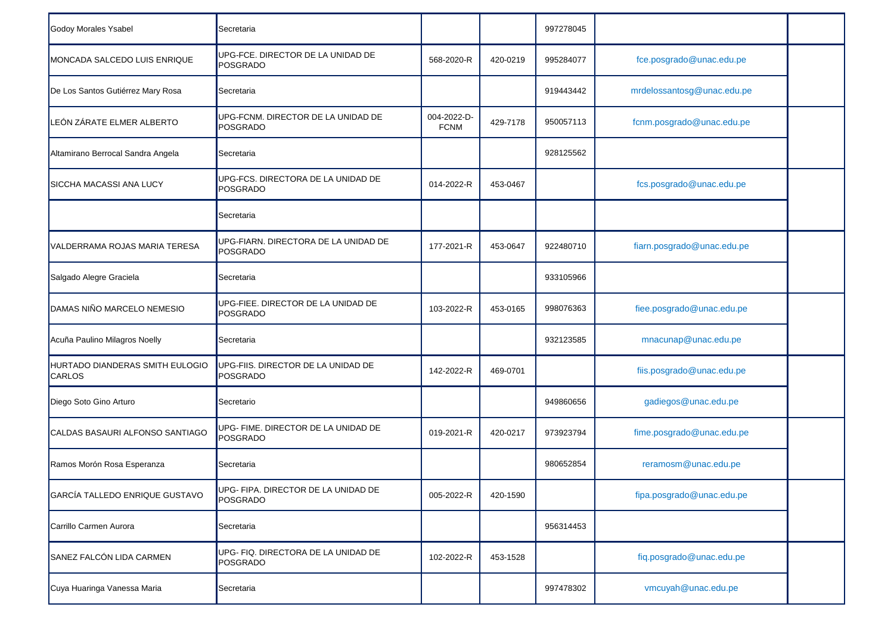| | | | | | | |
|---|---|---|---|---|---|---|
| Godoy Morales Ysabel | Secretaria | | | 997278045 | | |
| MONCADA SALCEDO LUIS ENRIQUE | UPG-FCE. DIRECTOR DE LA UNIDAD DE POSGRADO | 568-2020-R | 420-0219 | 995284077 | fce.posgrado@unac.edu.pe | |
| De Los Santos Gutiérrez Mary Rosa | Secretaria | | | 919443442 | mrdelossantosg@unac.edu.pe | |
| LEÓN ZÁRATE ELMER ALBERTO | UPG-FCNM. DIRECTOR DE LA UNIDAD DE POSGRADO | 004-2022-D-FCNM | 429-7178 | 950057113 | fcnm.posgrado@unac.edu.pe | |
| Altamirano Berrocal Sandra Angela | Secretaria | | | 928125562 | | |
| SICCHA MACASSI ANA LUCY | UPG-FCS. DIRECTORA DE LA UNIDAD DE POSGRADO | 014-2022-R | 453-0467 | | fcs.posgrado@unac.edu.pe | |
| | Secretaria | | | | | |
| VALDERRAMA ROJAS MARIA TERESA | UPG-FIARN. DIRECTORA DE LA UNIDAD DE POSGRADO | 177-2021-R | 453-0647 | 922480710 | fiarn.posgrado@unac.edu.pe | |
| Salgado Alegre Graciela | Secretaria | | | 933105966 | | |
| DAMAS NIÑO MARCELO NEMESIO | UPG-FIEE. DIRECTOR DE LA UNIDAD DE POSGRADO | 103-2022-R | 453-0165 | 998076363 | fiee.posgrado@unac.edu.pe | |
| Acuña Paulino Milagros Noelly | Secretaria | | | 932123585 | mnacunap@unac.edu.pe | |
| HURTADO DIANDERAS SMITH EULOGIO CARLOS | UPG-FIIS. DIRECTOR DE LA UNIDAD DE POSGRADO | 142-2022-R | 469-0701 | | fiis.posgrado@unac.edu.pe | |
| Diego Soto Gino Arturo | Secretario | | | 949860656 | gadiegos@unac.edu.pe | |
| CALDAS BASAURI ALFONSO SANTIAGO | UPG- FIME. DIRECTOR DE LA UNIDAD DE POSGRADO | 019-2021-R | 420-0217 | 973923794 | fime.posgrado@unac.edu.pe | |
| Ramos Morón Rosa Esperanza | Secretaria | | | 980652854 | reramosm@unac.edu.pe | |
| GARCÍA TALLEDO ENRIQUE GUSTAVO | UPG- FIPA. DIRECTOR DE LA UNIDAD DE POSGRADO | 005-2022-R | 420-1590 | | fipa.posgrado@unac.edu.pe | |
| Carrillo Carmen Aurora | Secretaria | | | 956314453 | | |
| SANEZ FALCÓN LIDA CARMEN | UPG- FIQ. DIRECTORA DE LA UNIDAD DE POSGRADO | 102-2022-R | 453-1528 | | fiq.posgrado@unac.edu.pe | |
| Cuya Huaringa Vanessa Maria | Secretaria | | | 997478302 | vmcuyah@unac.edu.pe | |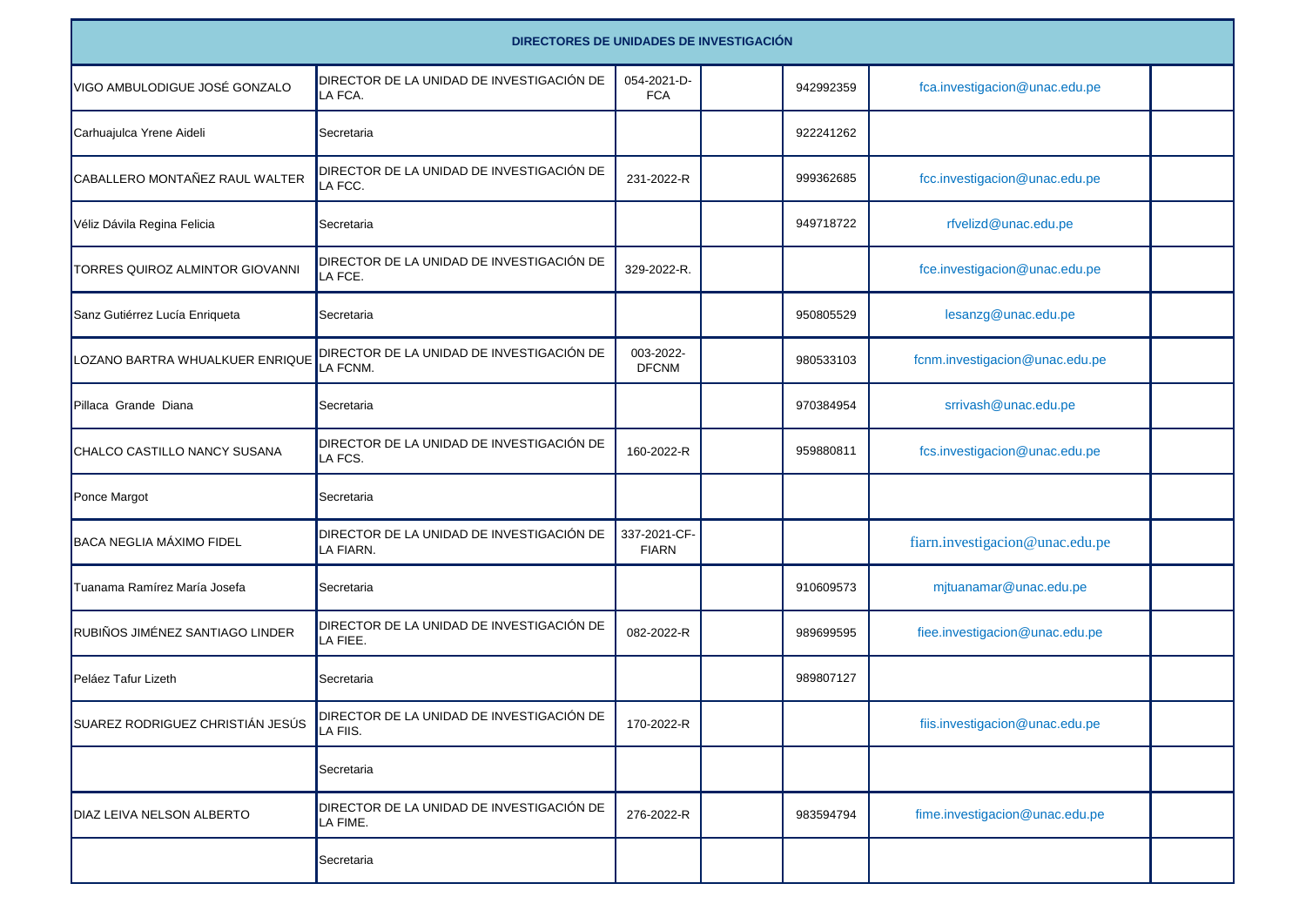| DIRECTORES DE UNIDADES DE INVESTIGACIÓN | | | | | | |
|---|---|---|---|---|---|---|
| VIGO AMBULODIGUE JOSÉ GONZALO | DIRECTOR DE LA UNIDAD DE INVESTIGACIÓN DE LA FCA. | 054-2021-D-FCA | | 942992359 | fca.investigacion@unac.edu.pe | |
| Carhuajulca Yrene Aideli | Secretaria | | | 922241262 | | |
| CABALLERO MONTAÑEZ RAUL WALTER | DIRECTOR DE LA UNIDAD DE INVESTIGACIÓN DE LA FCC. | 231-2022-R | | 999362685 | fcc.investigacion@unac.edu.pe | |
| Véliz Dávila Regina Felicia | Secretaria | | | 949718722 | rfvelizd@unac.edu.pe | |
| TORRES QUIROZ ALMINTOR GIOVANNI | DIRECTOR DE LA UNIDAD DE INVESTIGACIÓN DE LA FCE. | 329-2022-R. | | | fce.investigacion@unac.edu.pe | |
| Sanz Gutiérrez Lucía Enriqueta | Secretaria | | | 950805529 | lesanzg@unac.edu.pe | |
| LOZANO BARTRA WHUALKUER ENRIQUE | DIRECTOR DE LA UNIDAD DE INVESTIGACIÓN DE LA FCNM. | 003-2022-DFCNM | | 980533103 | fcnm.investigacion@unac.edu.pe | |
| Pillaca Grande Diana | Secretaria | | | 970384954 | srrivash@unac.edu.pe | |
| CHALCO CASTILLO NANCY SUSANA | DIRECTOR DE LA UNIDAD DE INVESTIGACIÓN DE LA FCS. | 160-2022-R | | 959880811 | fcs.investigacion@unac.edu.pe | |
| Ponce Margot | Secretaria | | | | | |
| BACA NEGLIA MÁXIMO FIDEL | DIRECTOR DE LA UNIDAD DE INVESTIGACIÓN DE LA FIARN. | 337-2021-CF-FIARN | | | fiarn.investigacion@unac.edu.pe | |
| Tuanama Ramírez María Josefa | Secretaria | | | 910609573 | mjtuanamar@unac.edu.pe | |
| RUBIÑOS JIMÉNEZ SANTIAGO LINDER | DIRECTOR DE LA UNIDAD DE INVESTIGACIÓN DE LA FIEE. | 082-2022-R | | 989699595 | fiee.investigacion@unac.edu.pe | |
| Peláez Tafur Lizeth | Secretaria | | | 989807127 | | |
| SUAREZ RODRIGUEZ CHRISTIÁN JESÚS | DIRECTOR DE LA UNIDAD DE INVESTIGACIÓN DE LA FIIS. | 170-2022-R | | | fiis.investigacion@unac.edu.pe | |
| | Secretaria | | | | | |
| DIAZ LEIVA NELSON ALBERTO | DIRECTOR DE LA UNIDAD DE INVESTIGACIÓN DE LA FIME. | 276-2022-R | | 983594794 | fime.investigacion@unac.edu.pe | |
| | Secretaria | | | | | |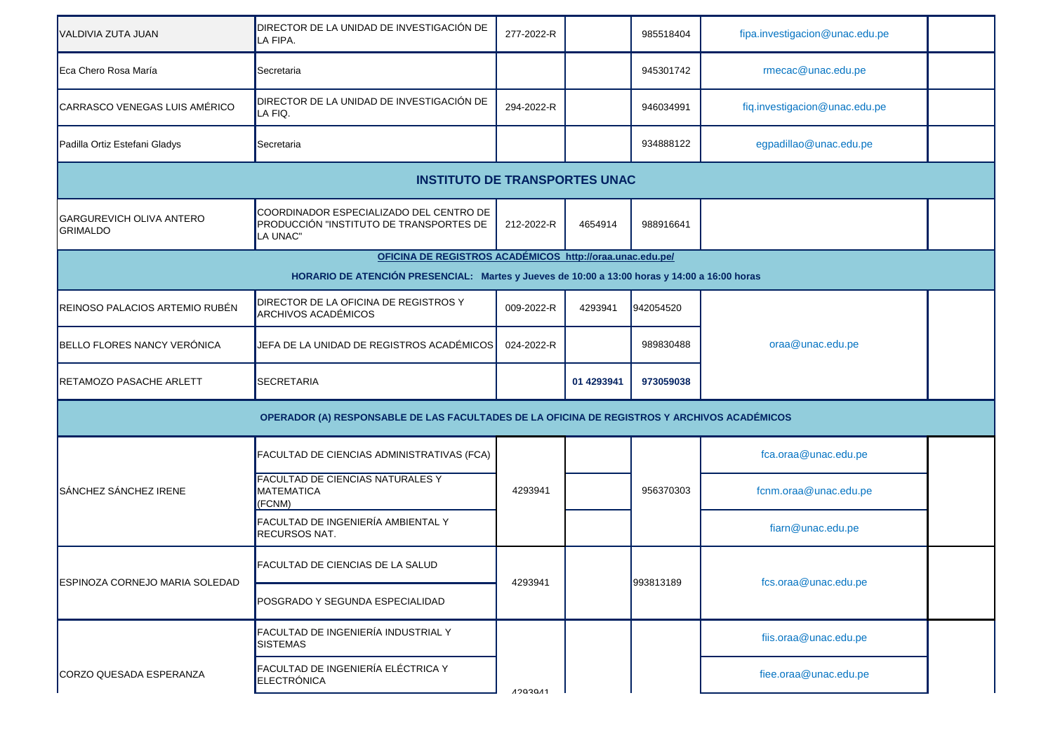| | | | | | | |
|---|---|---|---|---|---|---|
| VALDIVIA ZUTA JUAN | DIRECTOR DE LA UNIDAD DE INVESTIGACIÓN DE LA FIPA. | 277-2022-R | | 985518404 | fipa.investigacion@unac.edu.pe | |
| Eca Chero Rosa María | Secretaria | | | 945301742 | rmecac@unac.edu.pe | |
| CARRASCO VENEGAS LUIS AMÉRICO | DIRECTOR DE LA UNIDAD DE INVESTIGACIÓN DE LA FIQ. | 294-2022-R | | 946034991 | fiq.investigacion@unac.edu.pe | |
| Padilla Ortiz Estefani Gladys | Secretaria | | | 934888122 | egpadillao@unac.edu.pe | |
| **INSTITUTO DE TRANSPORTES UNAC** | | | | | | |
| GARGUREVICH OLIVA ANTERO GRIMALDO | COORDINADOR ESPECIALIZADO DEL CENTRO DE PRODUCCIÓN "INSTITUTO DE TRANSPORTES DE LA UNAC" | 212-2022-R | 4654914 | 988916641 | | |
| **OFICINA DE REGISTROS ACADÉMICOS http://oraa.unac.edu.pe/** **HORARIO DE ATENCIÓN PRESENCIAL: Martes y Jueves de 10:00 a 13:00 horas y 14:00 a 16:00 horas** | | | | | | |
| REINOSO PALACIOS ARTEMIO RUBÉN | DIRECTOR DE LA OFICINA DE REGISTROS Y ARCHIVOS ACADÉMICOS | 009-2022-R | 4293941 | 942054520 | oraa@unac.edu.pe | |
| BELLO FLORES NANCY VERÓNICA | JEFA DE LA UNIDAD DE REGISTROS ACADÉMICOS | 024-2022-R | | 989830488 | | |
| RETAMOZO PASACHE ARLETT | SECRETARIA | | **01 4293941** | **973059038** | | |
| **OPERADOR (A) RESPONSABLE DE LAS FACULTADES DE LA OFICINA DE REGISTROS Y ARCHIVOS ACADÉMICOS** | | | | | | |
| SÁNCHEZ SÁNCHEZ IRENE | FACULTAD DE CIENCIAS ADMINISTRATIVAS (FCA) | 4293941 | | 956370303 | fca.oraa@unac.edu.pe | |
| | FACULTAD DE CIENCIAS NATURALES Y MATEMATICA (FCNM) | | | | fcnm.oraa@unac.edu.pe | |
| | FACULTAD DE INGENIERÍA AMBIENTAL Y RECURSOS NAT. | | | | fiarn@unac.edu.pe | |
| ESPINOZA CORNEJO MARIA SOLEDAD | FACULTAD DE CIENCIAS DE LA SALUD | 4293941 | | 993813189 | fcs.oraa@unac.edu.pe | |
| | POSGRADO Y SEGUNDA ESPECIALIDAD | | | | | |
| CORZO QUESADA ESPERANZA | FACULTAD DE INGENIERÍA INDUSTRIAL Y SISTEMAS | 4293941 | | | fiis.oraa@unac.edu.pe | |
| | FACULTAD DE INGENIERÍA ELÉCTRICA Y ELECTRÓNICA | | | | fiee.oraa@unac.edu.pe | |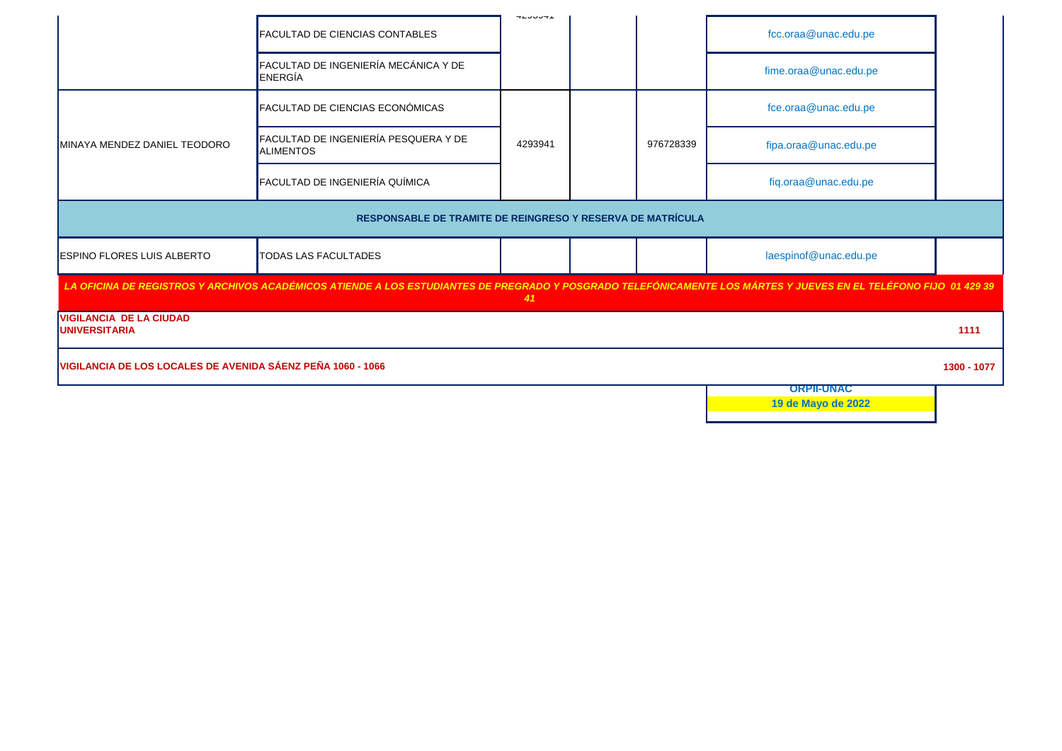| | | | | | | |
|---|---|---|---|---|---|---|
| | FACULTAD DE CIENCIAS CONTABLES | 4293941 | | | fcc.oraa@unac.edu.pe | |
| | FACULTAD DE INGENIERÍA MECÁNICA Y DE ENERGÍA | | | | fime.oraa@unac.edu.pe | |
| MINAYA MENDEZ DANIEL TEODORO | FACULTAD DE CIENCIAS ECONÓMICAS | 4293941 | | 976728339 | fce.oraa@unac.edu.pe | |
| | FACULTAD DE INGENIERÍA PESQUERA Y DE ALIMENTOS | | | | fipa.oraa@unac.edu.pe | |
| | FACULTAD DE INGENIERÍA QUÍMICA | | | | fiq.oraa@unac.edu.pe | |
| **RESPONSABLE DE TRAMITE DE REINGRESO Y RESERVA DE MATRÍCULA** | | | | | | |
| ESPINO FLORES LUIS ALBERTO | TODAS LAS FACULTADES | | | | laespinof@unac.edu.pe | |

***LA OFICINA DE REGISTROS Y ARCHIVOS ACADÉMICOS ATIENDE A LOS ESTUDIANTES DE PREGRADO Y POSGRADO TELEFÓNICAMENTE LOS MÁRTES Y JUEVES EN EL TELÉFONO FIJO 01 429 39 41***

| | |
|---|---|
| **VIGILANCIA DE LA CIUDAD UNIVERSITARIA** | **1111** |
| **VIGILANCIA DE LOS LOCALES DE AVENIDA SÁENZ PEÑA 1060 - 1066** | **1300 - 1077** |

**ORPII-UNAC**

**19 de Mayo de 2022**